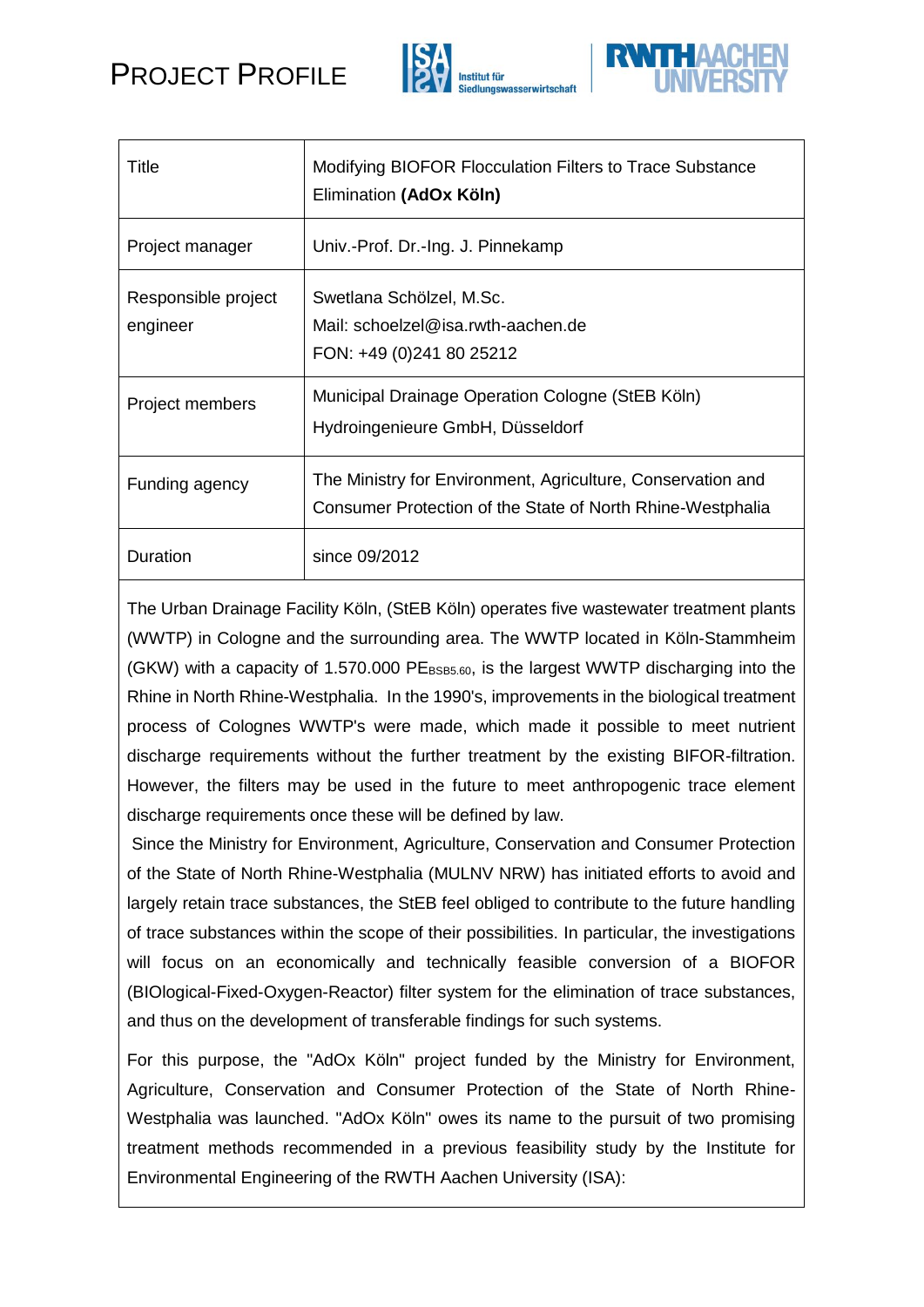# PROJECT PROFILE

| Title | Modifying BIOFOR Flocculation Filters to Trace Substance Elimination **(AdOx Köln)** |
|---|---|
| Project manager | Univ.-Prof. Dr.-Ing. J. Pinnekamp |
| Responsible project engineer | Swetlana Schölzel, M.Sc.<br>Mail: schoelzel@isa.rwth-aachen.de<br>FON: +49 (0)241 80 25212 |
| Project members | Municipal Drainage Operation Cologne (StEB Köln)<br>Hydroingenieure GmbH, Düsseldorf |
| Funding agency | The Ministry for Environment, Agriculture, Conservation and Consumer Protection of the State of North Rhine-Westphalia |
| Duration | since 09/2012 |

The Urban Drainage Facility Köln, (StEB Köln) operates five wastewater treatment plants (WWTP) in Cologne and the surrounding area. The WWTP located in Köln-Stammheim (GKW) with a capacity of 1.570.000 $PE_{BSB5.60}$, is the largest WWTP discharging into the Rhine in North Rhine-Westphalia. In the 1990's, improvements in the biological treatment process of Colognes WWTP's were made, which made it possible to meet nutrient discharge requirements without the further treatment by the existing BIFOR-filtration. However, the filters may be used in the future to meet anthropogenic trace element discharge requirements once these will be defined by law.

Since the Ministry for Environment, Agriculture, Conservation and Consumer Protection of the State of North Rhine-Westphalia (MULNV NRW) has initiated efforts to avoid and largely retain trace substances, the StEB feel obliged to contribute to the future handling of trace substances within the scope of their possibilities. In particular, the investigations will focus on an economically and technically feasible conversion of a BIOFOR (BIOlogical-Fixed-Oxygen-Reactor) filter system for the elimination of trace substances, and thus on the development of transferable findings for such systems.

For this purpose, the "AdOx Köln" project funded by the Ministry for Environment, Agriculture, Conservation and Consumer Protection of the State of North Rhine-Westphalia was launched. "AdOx Köln" owes its name to the pursuit of two promising treatment methods recommended in a previous feasibility study by the Institute for Environmental Engineering of the RWTH Aachen University (ISA):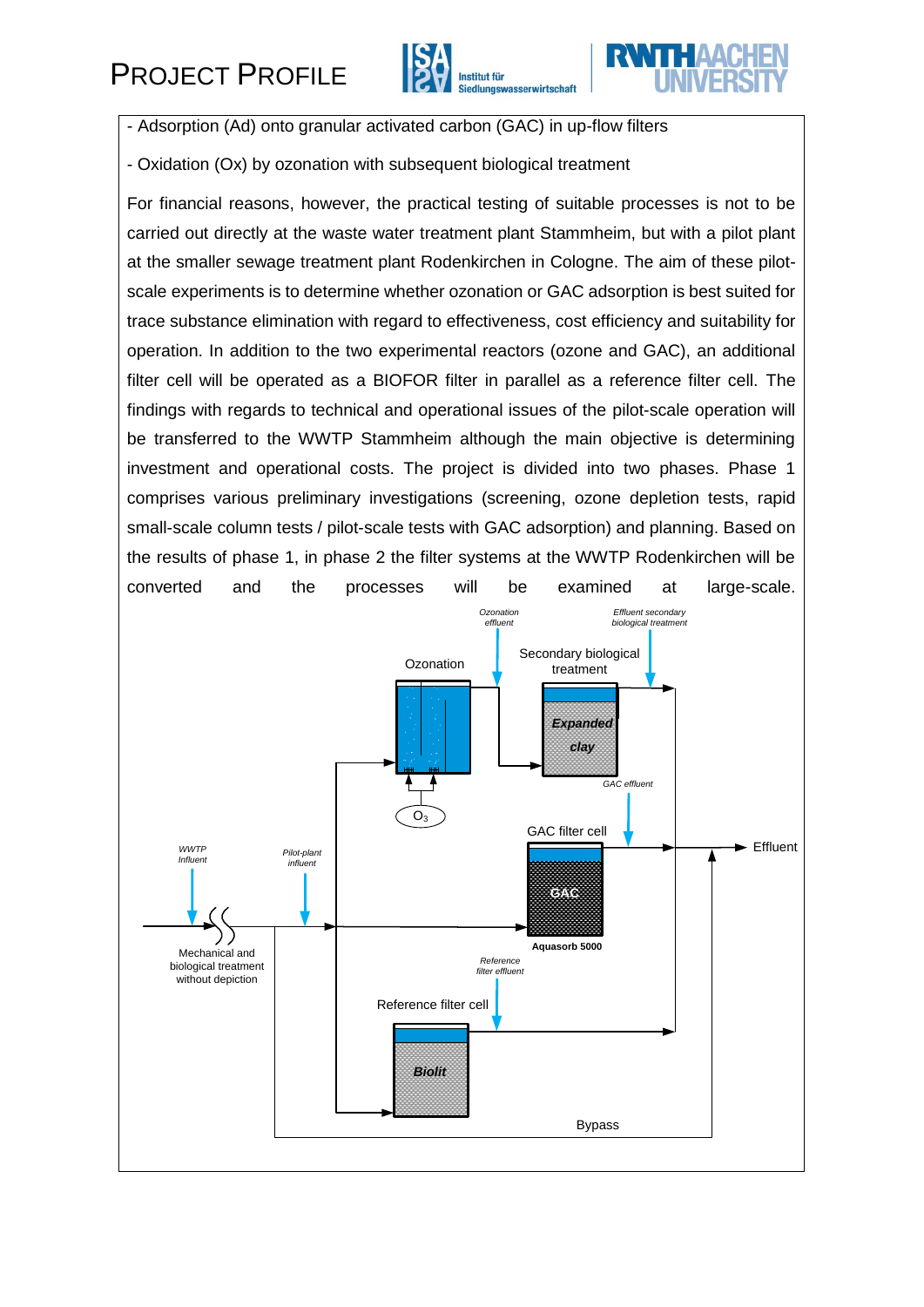- Adsorption (Ad) onto granular activated carbon (GAC) in up-flow filters

- Oxidation (Ox) by ozonation with subsequent biological treatment

For financial reasons, however, the practical testing of suitable processes is not to be carried out directly at the waste water treatment plant Stammheim, but with a pilot plant at the smaller sewage treatment plant Rodenkirchen in Cologne. The aim of these pilot-scale experiments is to determine whether ozonation or GAC adsorption is best suited for trace substance elimination with regard to effectiveness, cost efficiency and suitability for operation. In addition to the two experimental reactors (ozone and GAC), an additional filter cell will be operated as a BIOFOR filter in parallel as a reference filter cell. The findings with regards to technical and operational issues of the pilot-scale operation will be transferred to the WWTP Stammheim although the main objective is determining investment and operational costs. The project is divided into two phases. Phase 1 comprises various preliminary investigations (screening, ozone depletion tests, rapid small-scale column tests / pilot-scale tests with GAC adsorption) and planning. Based on the results of phase 1, in phase 2 the filter systems at the WWTP Rodenkirchen will be converted and the processes will be examined at large-scale.

Ozonation effluent

Effluent secondary biological treatment

Ozonation

Secondary biological treatment

Expanded clay

$O_3$

GAC effluent

GAC filter cell

GAC

Aquasorb 5000

Effluent

WWTP Influent

Pilot-plant influent

Mechanical and biological treatment without depiction

Reference filter effluent

Reference filter cell

Biolit

Bypass